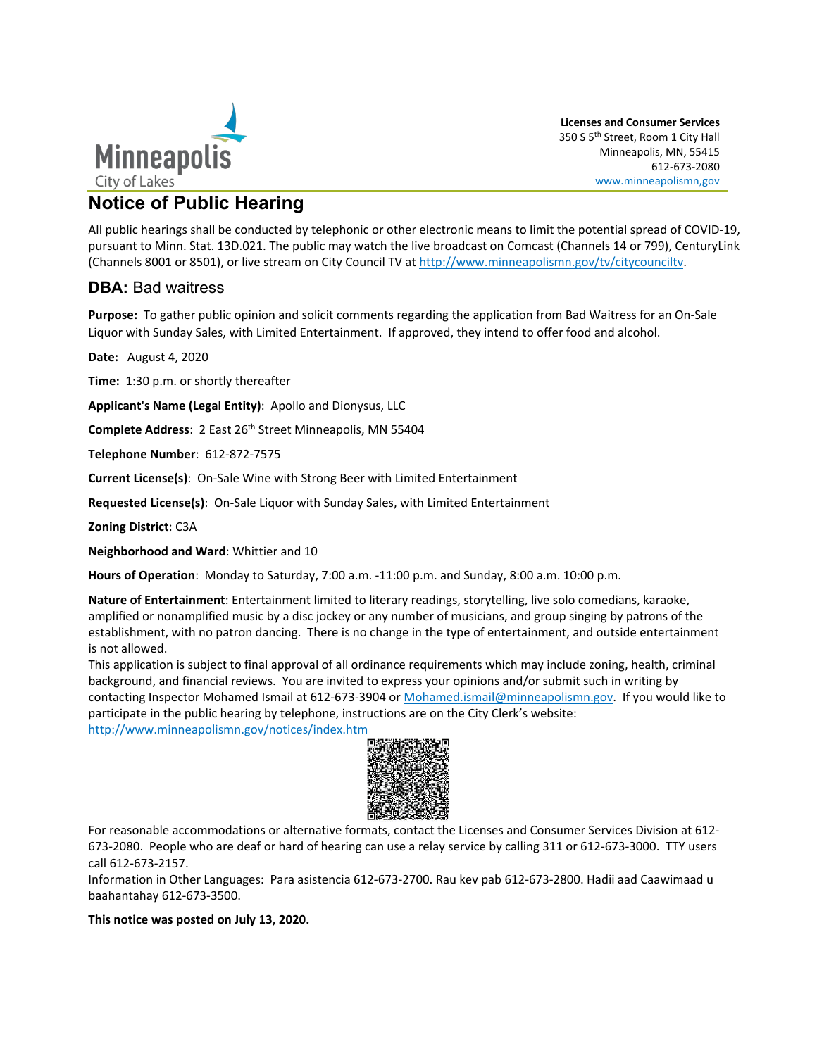Minneapolis
City of Lakes

**Licenses and Consumer Services**
350 S 5th Street, Room 1 City Hall
Minneapolis, MN, 55415
612-673-2080
www.minneapolismn,gov

# Notice of Public Hearing

All public hearings shall be conducted by telephonic or other electronic means to limit the potential spread of COVID-19, pursuant to Minn. Stat. 13D.021. The public may watch the live broadcast on Comcast (Channels 14 or 799), CenturyLink (Channels 8001 or 8501), or live stream on City Council TV at http://www.minneapolismn.gov/tv/citycounciltv.

## DBA: Bad waitress

**Purpose:** To gather public opinion and solicit comments regarding the application from Bad Waitress for an On-Sale Liquor with Sunday Sales, with Limited Entertainment. If approved, they intend to offer food and alcohol.

**Date:** August 4, 2020

**Time:** 1:30 p.m. or shortly thereafter

**Applicant's Name (Legal Entity)**: Apollo and Dionysus, LLC

**Complete Address**: 2 East 26th Street Minneapolis, MN 55404

**Telephone Number**: 612-872-7575

**Current License(s)**: On-Sale Wine with Strong Beer with Limited Entertainment

**Requested License(s)**: On-Sale Liquor with Sunday Sales, with Limited Entertainment

**Zoning District**: C3A

**Neighborhood and Ward**: Whittier and 10

**Hours of Operation**: Monday to Saturday, 7:00 a.m. -11:00 p.m. and Sunday, 8:00 a.m. 10:00 p.m.

**Nature of Entertainment**: Entertainment limited to literary readings, storytelling, live solo comedians, karaoke, amplified or nonamplified music by a disc jockey or any number of musicians, and group singing by patrons of the establishment, with no patron dancing. There is no change in the type of entertainment, and outside entertainment is not allowed.

This application is subject to final approval of all ordinance requirements which may include zoning, health, criminal background, and financial reviews. You are invited to express your opinions and/or submit such in writing by contacting Inspector Mohamed Ismail at 612-673-3904 or Mohamed.ismail@minneapolismn.gov. If you would like to participate in the public hearing by telephone, instructions are on the City Clerk's website: http://www.minneapolismn.gov/notices/index.htm

For reasonable accommodations or alternative formats, contact the Licenses and Consumer Services Division at 612-673-2080. People who are deaf or hard of hearing can use a relay service by calling 311 or 612-673-3000. TTY users call 612-673-2157.

Information in Other Languages: Para asistencia 612-673-2700. Rau kev pab 612-673-2800. Hadii aad Caawimaad u baahantahay 612-673-3500.

**This notice was posted on July 13, 2020.**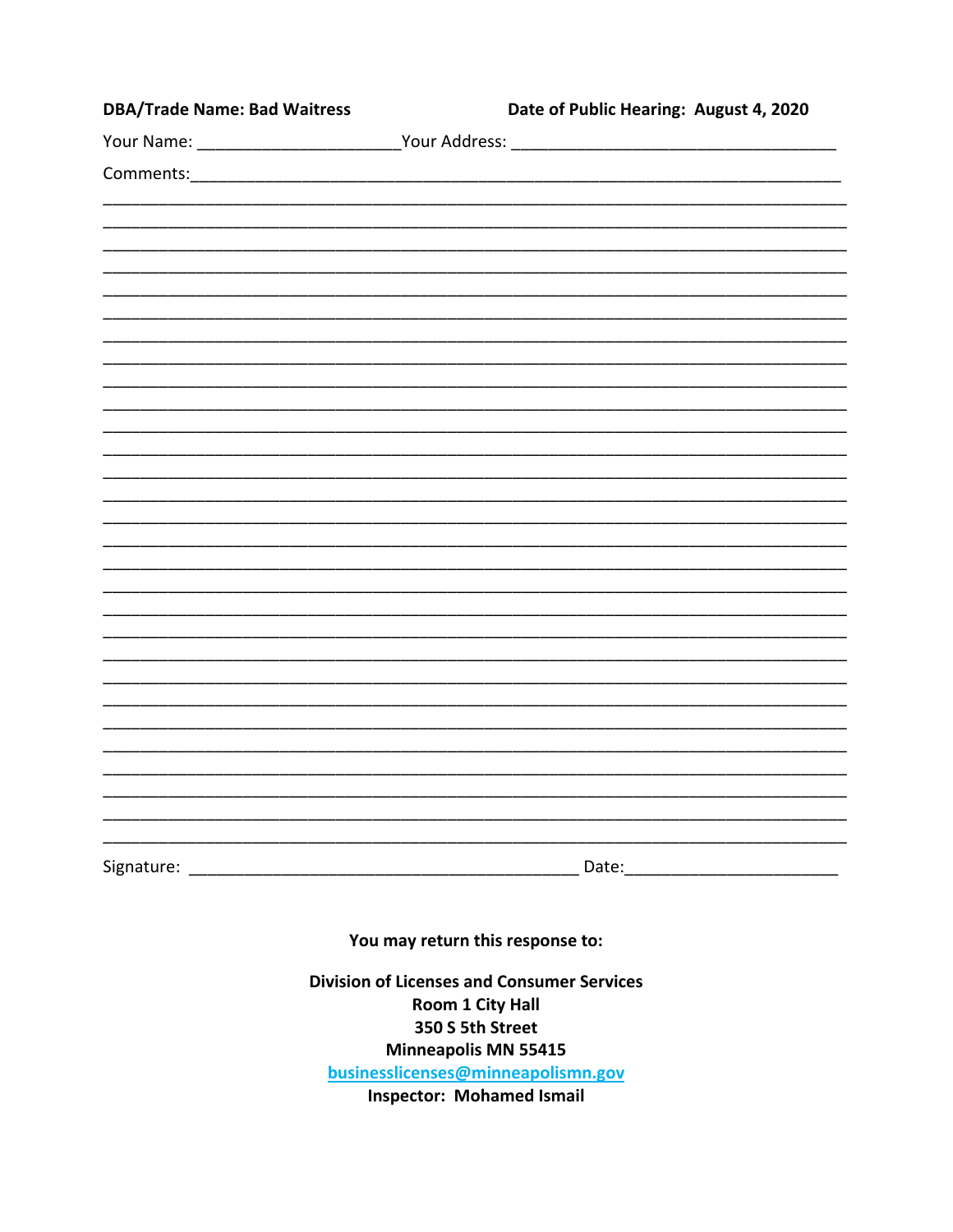**DBA/Trade Name: Bad Waitress** **Date of Public Hearing: August 4, 2020**

Your Name: ______________________ Your Address: ___________________________________

Comments:_______________________________________________________________________

_______________________________________________________________________________

_______________________________________________________________________________

_______________________________________________________________________________

_______________________________________________________________________________

_______________________________________________________________________________

_______________________________________________________________________________

_______________________________________________________________________________

_______________________________________________________________________________

_______________________________________________________________________________

_______________________________________________________________________________

_______________________________________________________________________________

_______________________________________________________________________________

_______________________________________________________________________________

_______________________________________________________________________________

_______________________________________________________________________________

_______________________________________________________________________________

_______________________________________________________________________________

_______________________________________________________________________________

_______________________________________________________________________________

_______________________________________________________________________________

_______________________________________________________________________________

_______________________________________________________________________________

_______________________________________________________________________________

_______________________________________________________________________________

_______________________________________________________________________________

_______________________________________________________________________________

_______________________________________________________________________________

_______________________________________________________________________________

_______________________________________________________________________________

Signature: ___________________________________________ Date:______________________

**You may return this response to:**

**Division of Licenses and Consumer Services**
**Room 1 City Hall**
**350 S 5th Street**
**Minneapolis MN 55415**
**businesslicenses@minneapolismn.gov**
**Inspector: Mohamed Ismail**